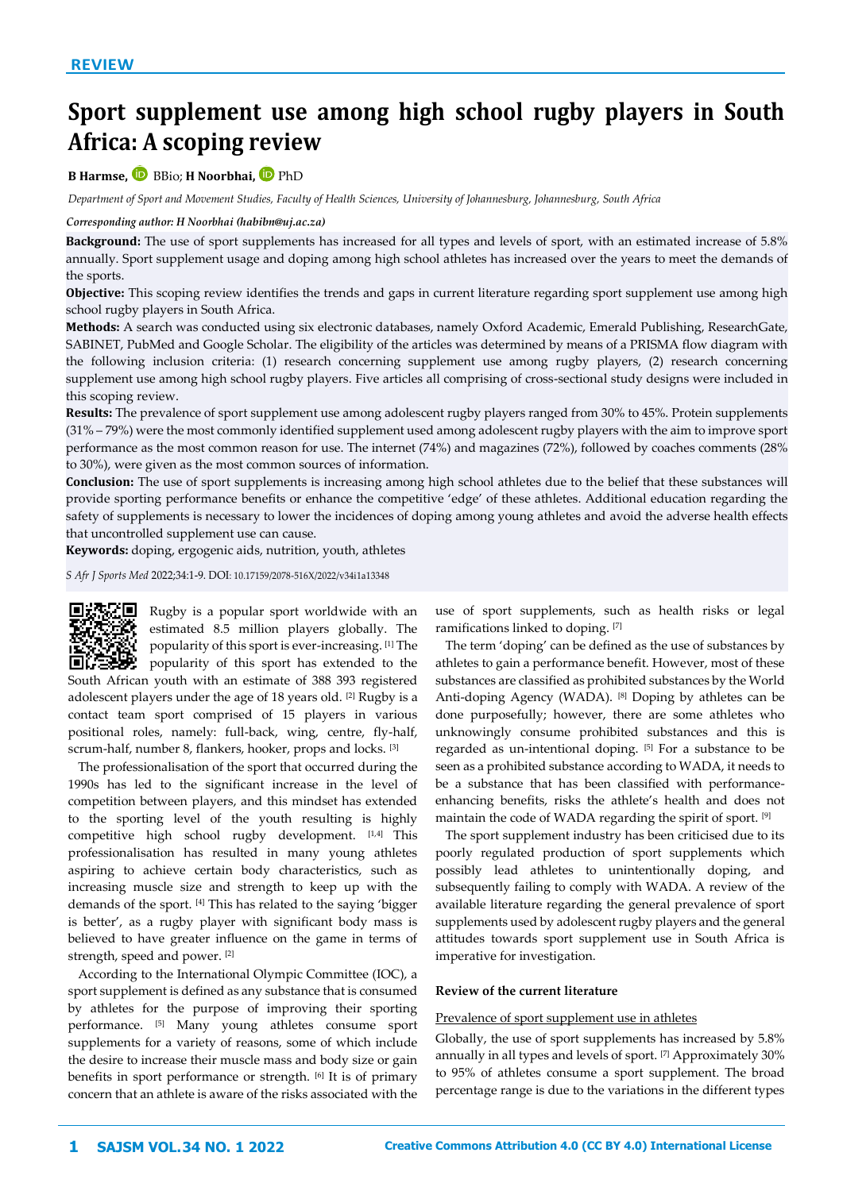REVIEW

# Sport supplement use among high school rugby players in South Africa: A scoping review

**B Harmse,** BBio; **H Noorbhai,** PhD

*Department of Sport and Movement Studies, Faculty of Health Sciences, University of Johannesburg, Johannesburg, South Africa*

***Corresponding author: H Noorbhai (habibn@uj.ac.za)***

**Background:** The use of sport supplements has increased for all types and levels of sport, with an estimated increase of 5.8% annually. Sport supplement usage and doping among high school athletes has increased over the years to meet the demands of the sports.

**Objective:** This scoping review identifies the trends and gaps in current literature regarding sport supplement use among high school rugby players in South Africa.

**Methods:** A search was conducted using six electronic databases, namely Oxford Academic, Emerald Publishing, ResearchGate, SABINET, PubMed and Google Scholar. The eligibility of the articles was determined by means of a PRISMA flow diagram with the following inclusion criteria: (1) research concerning supplement use among rugby players, (2) research concerning supplement use among high school rugby players. Five articles all comprising of cross-sectional study designs were included in this scoping review.

**Results:** The prevalence of sport supplement use among adolescent rugby players ranged from 30% to 45%. Protein supplements (31% – 79%) were the most commonly identified supplement used among adolescent rugby players with the aim to improve sport performance as the most common reason for use. The internet (74%) and magazines (72%), followed by coaches comments (28% to 30%), were given as the most common sources of information.

**Conclusion:** The use of sport supplements is increasing among high school athletes due to the belief that these substances will provide sporting performance benefits or enhance the competitive 'edge' of these athletes. Additional education regarding the safety of supplements is necessary to lower the incidences of doping among young athletes and avoid the adverse health effects that uncontrolled supplement use can cause.

**Keywords:** doping, ergogenic aids, nutrition, youth, athletes

*S Afr J Sports Med* 2022;34:1-9. DOI: 10.17159/2078-516X/2022/v34i1a13348

Rugby is a popular sport worldwide with an estimated 8.5 million players globally. The popularity of this sport is ever-increasing. [1] The popularity of this sport has extended to the South African youth with an estimate of 388 393 registered adolescent players under the age of 18 years old. [2] Rugby is a contact team sport comprised of 15 players in various positional roles, namely: full-back, wing, centre, fly-half, scrum-half, number 8, flankers, hooker, props and locks. [3]

The professionalisation of the sport that occurred during the 1990s has led to the significant increase in the level of competition between players, and this mindset has extended to the sporting level of the youth resulting is highly competitive high school rugby development. [1,4] This professionalisation has resulted in many young athletes aspiring to achieve certain body characteristics, such as increasing muscle size and strength to keep up with the demands of the sport. [4] This has related to the saying 'bigger is better', as a rugby player with significant body mass is believed to have greater influence on the game in terms of strength, speed and power. [2]

According to the International Olympic Committee (IOC), a sport supplement is defined as any substance that is consumed by athletes for the purpose of improving their sporting performance. [5] Many young athletes consume sport supplements for a variety of reasons, some of which include the desire to increase their muscle mass and body size or gain benefits in sport performance or strength. [6] It is of primary concern that an athlete is aware of the risks associated with the use of sport supplements, such as health risks or legal ramifications linked to doping. [7]

The term 'doping' can be defined as the use of substances by athletes to gain a performance benefit. However, most of these substances are classified as prohibited substances by the World Anti-doping Agency (WADA). [8] Doping by athletes can be done purposefully; however, there are some athletes who unknowingly consume prohibited substances and this is regarded as un-intentional doping. [5] For a substance to be seen as a prohibited substance according to WADA, it needs to be a substance that has been classified with performance-enhancing benefits, risks the athlete's health and does not maintain the code of WADA regarding the spirit of sport. [9]

The sport supplement industry has been criticised due to its poorly regulated production of sport supplements which possibly lead athletes to unintentionally doping, and subsequently failing to comply with WADA. A review of the available literature regarding the general prevalence of sport supplements used by adolescent rugby players and the general attitudes towards sport supplement use in South Africa is imperative for investigation.

### Review of the current literature

#### Prevalence of sport supplement use in athletes

Globally, the use of sport supplements has increased by 5.8% annually in all types and levels of sport. [7] Approximately 30% to 95% of athletes consume a sport supplement. The broad percentage range is due to the variations in the different types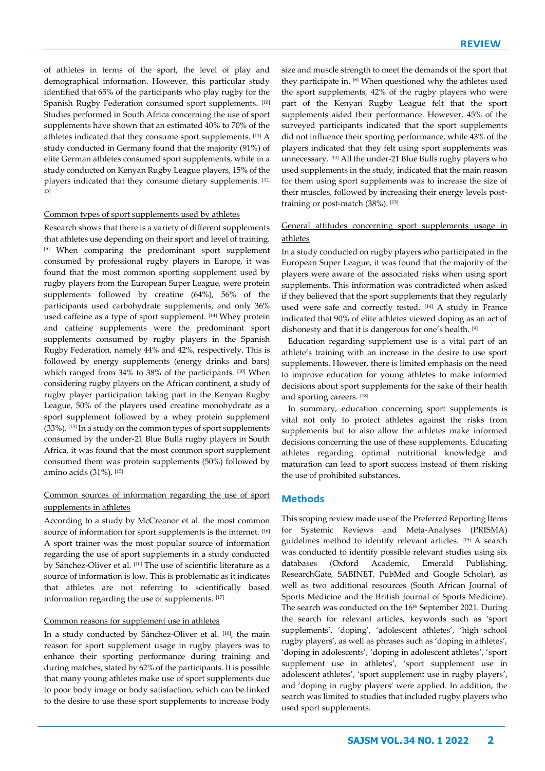of athletes in terms of the sport, the level of play and demographical information. However, this particular study identified that 65% of the participants who play rugby for the Spanish Rugby Federation consumed sport supplements. [10] Studies performed in South Africa concerning the use of sport supplements have shown that an estimated 40% to 70% of the athletes indicated that they consume sport supplements. [11] A study conducted in Germany found that the majority (91%) of elite German athletes consumed sport supplements, while in a study conducted on Kenyan Rugby League players, 15% of the players indicated that they consume dietary supplements. [12, 13]

### Common types of sport supplements used by athletes

Research shows that there is a variety of different supplements that athletes use depending on their sport and level of training. [5] When comparing the predominant sport supplement consumed by professional rugby players in Europe, it was found that the most common sporting supplement used by rugby players from the European Super League, were protein supplements followed by creatine (64%), 56% of the participants used carbohydrate supplements, and only 36% used caffeine as a type of sport supplement. [14] Whey protein and caffeine supplements were the predominant sport supplements consumed by rugby players in the Spanish Rugby Federation, namely 44% and 42%, respectively. This is followed by energy supplements (energy drinks and bars) which ranged from 34% to 38% of the participants. [10] When considering rugby players on the African continent, a study of rugby player participation taking part in the Kenyan Rugby League, 50% of the players used creatine monohydrate as a sport supplement followed by a whey protein supplement (33%). [13] In a study on the common types of sport supplements consumed by the under-21 Blue Bulls rugby players in South Africa, it was found that the most common sport supplement consumed them was protein supplements (50%) followed by amino acids (31%). [15]

### Common sources of information regarding the use of sport supplements in athletes

According to a study by McCreanor et al. the most common source of information for sport supplements is the internet. [16] A sport trainer was the most popular source of information regarding the use of sport supplements in a study conducted by Sánchez-Oliver et al. [10] The use of scientific literature as a source of information is low. This is problematic as it indicates that athletes are not referring to scientifically based information regarding the use of supplements. [17]

### Common reasons for supplement use in athletes

In a study conducted by Sánchez-Oliver et al. [10], the main reason for sport supplement usage in rugby players was to enhance their sporting performance during training and during matches, stated by 62% of the participants. It is possible that many young athletes make use of sport supplements due to poor body image or body satisfaction, which can be linked to the desire to use these sport supplements to increase body size and muscle strength to meet the demands of the sport that they participate in. [6] When questioned why the athletes used the sport supplements, 42% of the rugby players who were part of the Kenyan Rugby League felt that the sport supplements aided their performance. However, 45% of the surveyed participants indicated that the sport supplements did not influence their sporting performance, while 43% of the players indicated that they felt using sport supplements was unnecessary. [13] All the under-21 Blue Bulls rugby players who used supplements in the study, indicated that the main reason for them using sport supplements was to increase the size of their muscles, followed by increasing their energy levels post-training or post-match (38%). [15]

### General attitudes concerning sport supplements usage in athletes

In a study conducted on rugby players who participated in the European Super League, it was found that the majority of the players were aware of the associated risks when using sport supplements. This information was contradicted when asked if they believed that the sport supplements that they regularly used were safe and correctly tested. [14] A study in France indicated that 90% of elite athletes viewed doping as an act of dishonesty and that it is dangerous for one's health. [9]

Education regarding supplement use is a vital part of an athlete's training with an increase in the desire to use sport supplements. However, there is limited emphasis on the need to improve education for young athletes to make informed decisions about sport supplements for the sake of their health and sporting careers. [18]

In summary, education concerning sport supplements is vital not only to protect athletes against the risks from supplements but to also allow the athletes make informed decisions concerning the use of these supplements. Educating athletes regarding optimal nutritional knowledge and maturation can lead to sport success instead of them risking the use of prohibited substances.

## Methods

This scoping review made use of the Preferred Reporting Items for Systemic Reviews and Meta-Analyses (PRISMA) guidelines method to identify relevant articles. [19] A search was conducted to identify possible relevant studies using six databases (Oxford Academic, Emerald Publishing, ResearchGate, SABINET, PubMed and Google Scholar), as well as two additional resources (South African Journal of Sports Medicine and the British Journal of Sports Medicine). The search was conducted on the 16th September 2021. During the search for relevant articles, keywords such as 'sport supplements', 'doping', 'adolescent athletes', 'high school rugby players', as well as phrases such as 'doping in athletes', 'doping in adolescents', 'doping in adolescent athletes', 'sport supplement use in athletes', 'sport supplement use in adolescent athletes', 'sport supplement use in rugby players', and 'doping in rugby players' were applied. In addition, the search was limited to studies that included rugby players who used sport supplements.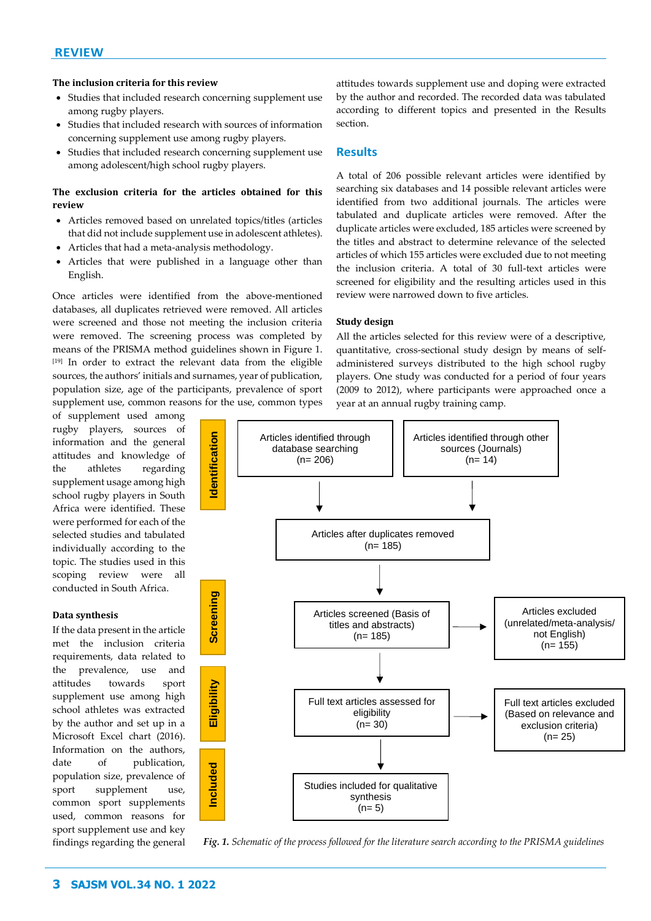**The inclusion criteria for this review**

- Studies that included research concerning supplement use among rugby players.
- Studies that included research with sources of information concerning supplement use among rugby players.
- Studies that included research concerning supplement use among adolescent/high school rugby players.

**The exclusion criteria for the articles obtained for this review**

- Articles removed based on unrelated topics/titles (articles that did not include supplement use in adolescent athletes).
- Articles that had a meta-analysis methodology.
- Articles that were published in a language other than English.

Once articles were identified from the above-mentioned databases, all duplicates retrieved were removed. All articles were screened and those not meeting the inclusion criteria were removed. The screening process was completed by means of the PRISMA method guidelines shown in Figure 1.[19] In order to extract the relevant data from the eligible sources, the authors' initials and surnames, year of publication, population size, age of the participants, prevalence of sport supplement use, common reasons for the use, common types of supplement used among rugby players, sources of information and the general attitudes and knowledge of the athletes regarding supplement usage among high school rugby players in South Africa were identified. These were performed for each of the selected studies and tabulated individually according to the topic. The studies used in this scoping review were all conducted in South Africa.

**Data synthesis**

If the data present in the article met the inclusion criteria requirements, data related to the prevalence, use and attitudes towards sport supplement use among high school athletes was extracted by the author and set up in a Microsoft Excel chart (2016). Information on the authors, date of publication, population size, prevalence of sport supplement use, common sport supplements used, common reasons for sport supplement use and key findings regarding the general attitudes towards supplement use and doping were extracted by the author and recorded. The recorded data was tabulated according to different topics and presented in the Results section.

## Results

A total of 206 possible relevant articles were identified by searching six databases and 14 possible relevant articles were identified from two additional journals. The articles were tabulated and duplicate articles were removed. After the duplicate articles were excluded, 185 articles were screened by the titles and abstract to determine relevance of the selected articles of which 155 articles were excluded due to not meeting the inclusion criteria. A total of 30 full-text articles were screened for eligibility and the resulting articles used in this review were narrowed down to five articles.

**Study design**

All the articles selected for this review were of a descriptive, quantitative, cross-sectional study design by means of self-administered surveys distributed to the high school rugby players. One study was conducted for a period of four years (2009 to 2012), where participants were approached once a year at an annual rugby training camp.

Identification
- Articles identified through database searching (n= 206)
- Articles identified through other sources (Journals) (n= 14)
- Articles after duplicates removed (n= 185)

Screening
- Articles screened (Basis of titles and abstracts) (n= 185)
- Articles excluded (unrelated/meta-analysis/ not English) (n= 155)

Eligibility
- Full text articles assessed for eligibility (n= 30)
- Full text articles excluded (Based on relevance and exclusion criteria) (n= 25)

Included
- Studies included for qualitative synthesis (n= 5)

*Fig. 1. Schematic of the process followed for the literature search according to the PRISMA guidelines*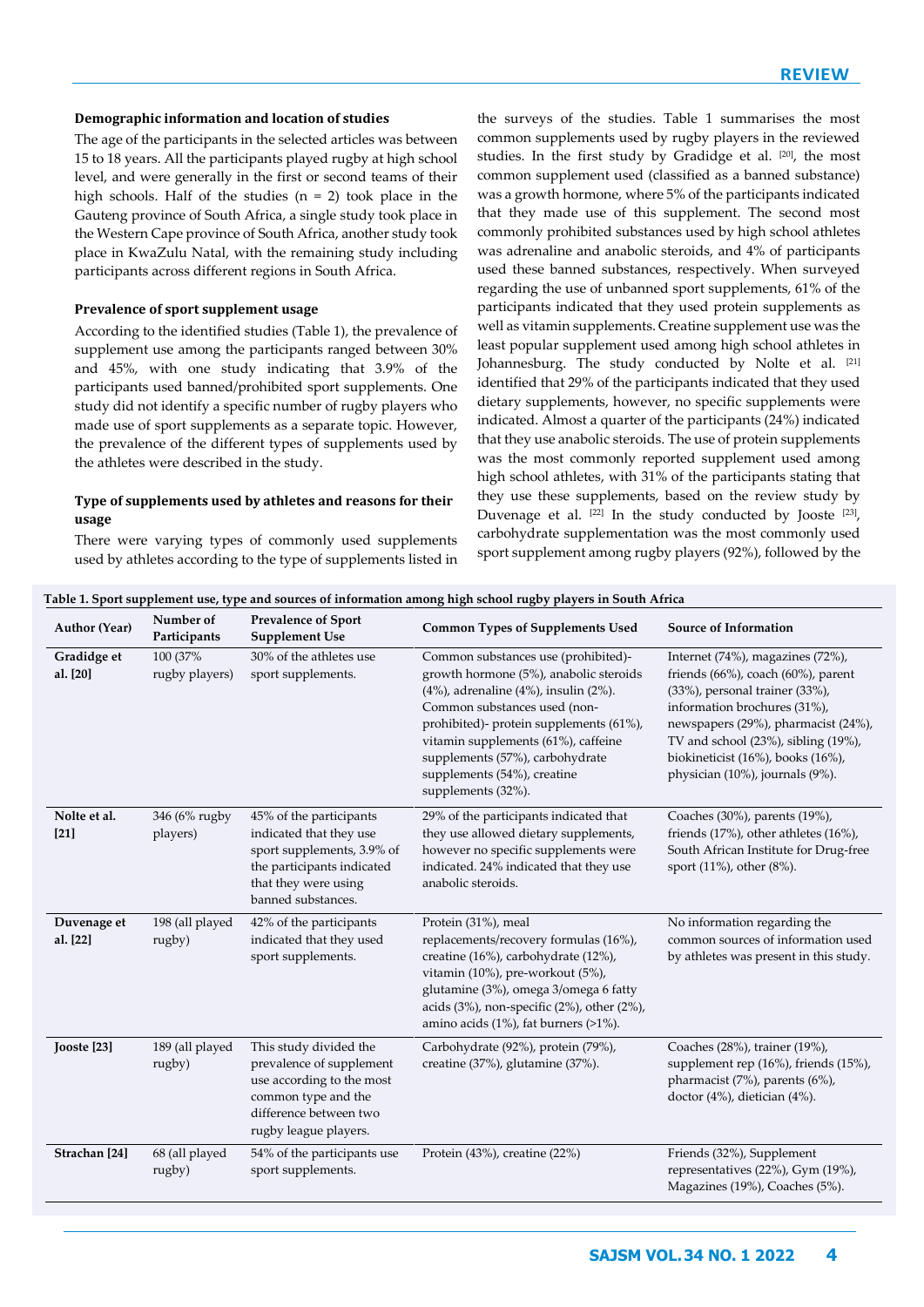### Demographic information and location of studies

The age of the participants in the selected articles was between 15 to 18 years. All the participants played rugby at high school level, and were generally in the first or second teams of their high schools. Half of the studies (n = 2) took place in the Gauteng province of South Africa, a single study took place in the Western Cape province of South Africa, another study took place in KwaZulu Natal, with the remaining study including participants across different regions in South Africa.

### Prevalence of sport supplement usage

According to the identified studies (Table 1), the prevalence of supplement use among the participants ranged between 30% and 45%, with one study indicating that 3.9% of the participants used banned/prohibited sport supplements. One study did not identify a specific number of rugby players who made use of sport supplements as a separate topic. However, the prevalence of the different types of supplements used by the athletes were described in the study.

### Type of supplements used by athletes and reasons for their usage

There were varying types of commonly used supplements used by athletes according to the type of supplements listed in the surveys of the studies. Table 1 summarises the most common supplements used by rugby players in the reviewed studies. In the first study by Gradidge et al. [20], the most common supplement used (classified as a banned substance) was a growth hormone, where 5% of the participants indicated that they made use of this supplement. The second most commonly prohibited substances used by high school athletes was adrenaline and anabolic steroids, and 4% of participants used these banned substances, respectively. When surveyed regarding the use of unbanned sport supplements, 61% of the participants indicated that they used protein supplements as well as vitamin supplements. Creatine supplement use was the least popular supplement used among high school athletes in Johannesburg. The study conducted by Nolte et al. [21] identified that 29% of the participants indicated that they used dietary supplements, however, no specific supplements were indicated. Almost a quarter of the participants (24%) indicated that they use anabolic steroids. The use of protein supplements was the most commonly reported supplement used among high school athletes, with 31% of the participants stating that they use these supplements, based on the review study by Duvenage et al. [22] In the study conducted by Jooste [23], carbohydrate supplementation was the most commonly used sport supplement among rugby players (92%), followed by the

**Table 1. Sport supplement use, type and sources of information among high school rugby players in South Africa**

| Author (Year) | Number of Participants | Prevalence of Sport Supplement Use | Common Types of Supplements Used | Source of Information |
|---|---|---|---|---|
| Gradidge et al. [20] | 100 (37% rugby players) | 30% of the athletes use sport supplements. | Common substances use (prohibited)- growth hormone (5%), anabolic steroids (4%), adrenaline (4%), insulin (2%). Common substances used (non-prohibited)- protein supplements (61%), vitamin supplements (61%), caffeine supplements (57%), carbohydrate supplements (54%), creatine supplements (32%). | Internet (74%), magazines (72%), friends (66%), coach (60%), parent (33%), personal trainer (33%), information brochures (31%), newspapers (29%), pharmacist (24%), TV and school (23%), sibling (19%), biokineticist (16%), books (16%), physician (10%), journals (9%). |
| Nolte et al. [21] | 346 (6% rugby players) | 45% of the participants indicated that they use sport supplements, 3.9% of the participants indicated that they were using banned substances. | 29% of the participants indicated that they use allowed dietary supplements, however no specific supplements were indicated. 24% indicated that they use anabolic steroids. | Coaches (30%), parents (19%), friends (17%), other athletes (16%), South African Institute for Drug-free sport (11%), other (8%). |
| Duvenage et al. [22] | 198 (all played rugby) | 42% of the participants indicated that they used sport supplements. | Protein (31%), meal replacements/recovery formulas (16%), creatine (16%), carbohydrate (12%), vitamin (10%), pre-workout (5%), glutamine (3%), omega 3/omega 6 fatty acids (3%), non-specific (2%), other (2%), amino acids (1%), fat burners (>1%). | No information regarding the common sources of information used by athletes was present in this study. |
| Jooste [23] | 189 (all played rugby) | This study divided the prevalence of supplement use according to the most common type and the difference between two rugby league players. | Carbohydrate (92%), protein (79%), creatine (37%), glutamine (37%). | Coaches (28%), trainer (19%), supplement rep (16%), friends (15%), pharmacist (7%), parents (6%), doctor (4%), dietician (4%). |
| Strachan [24] | 68 (all played rugby) | 54% of the participants use sport supplements. | Protein (43%), creatine (22%) | Friends (32%), Supplement representatives (22%), Gym (19%), Magazines (19%), Coaches (5%). |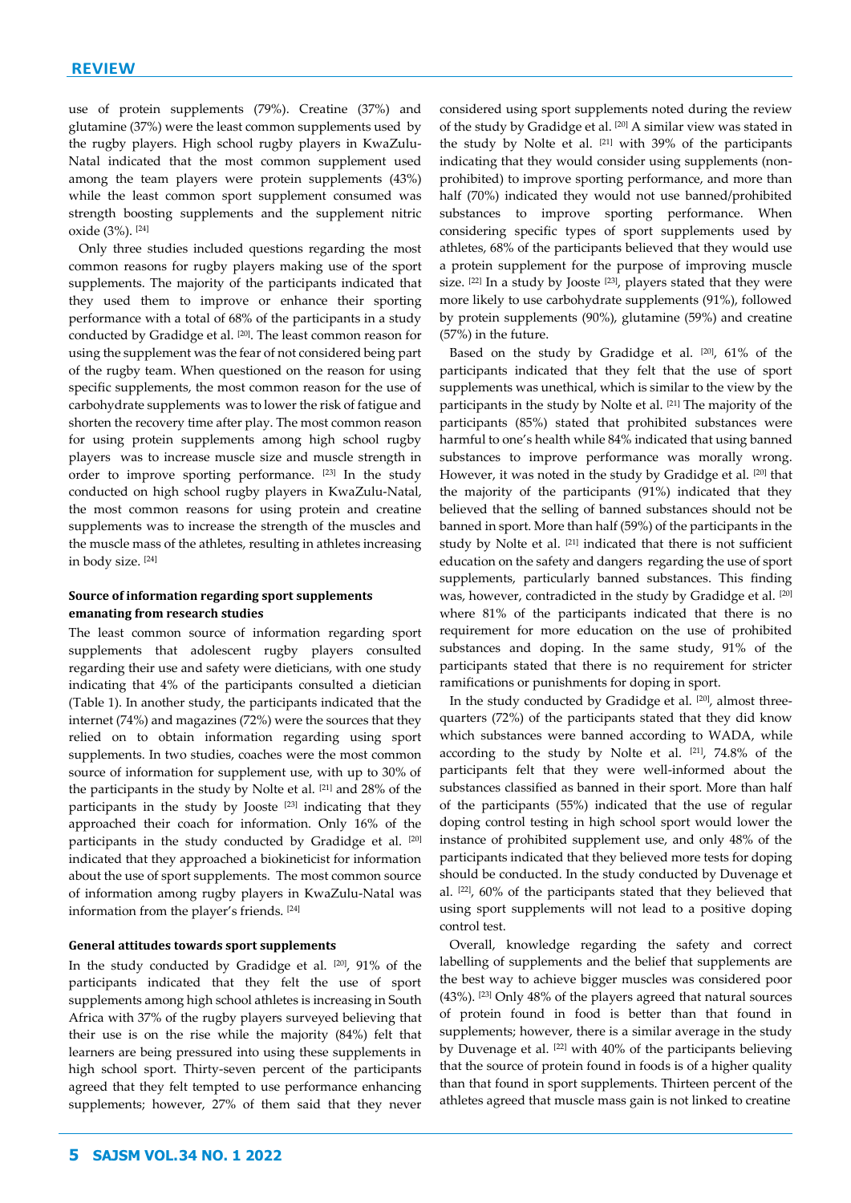use of protein supplements (79%). Creatine (37%) and glutamine (37%) were the least common supplements used by the rugby players. High school rugby players in KwaZulu-Natal indicated that the most common supplement used among the team players were protein supplements (43%) while the least common sport supplement consumed was strength boosting supplements and the supplement nitric oxide (3%). [24]

Only three studies included questions regarding the most common reasons for rugby players making use of the sport supplements. The majority of the participants indicated that they used them to improve or enhance their sporting performance with a total of 68% of the participants in a study conducted by Gradidge et al. [20]. The least common reason for using the supplement was the fear of not considered being part of the rugby team. When questioned on the reason for using specific supplements, the most common reason for the use of carbohydrate supplements was to lower the risk of fatigue and shorten the recovery time after play. The most common reason for using protein supplements among high school rugby players was to increase muscle size and muscle strength in order to improve sporting performance. [23] In the study conducted on high school rugby players in KwaZulu-Natal, the most common reasons for using protein and creatine supplements was to increase the strength of the muscles and the muscle mass of the athletes, resulting in athletes increasing in body size. [24]

### Source of information regarding sport supplements emanating from research studies

The least common source of information regarding sport supplements that adolescent rugby players consulted regarding their use and safety were dieticians, with one study indicating that 4% of the participants consulted a dietician (Table 1). In another study, the participants indicated that the internet (74%) and magazines (72%) were the sources that they relied on to obtain information regarding using sport supplements. In two studies, coaches were the most common source of information for supplement use, with up to 30% of the participants in the study by Nolte et al. [21] and 28% of the participants in the study by Jooste [23] indicating that they approached their coach for information. Only 16% of the participants in the study conducted by Gradidge et al. [20] indicated that they approached a biokineticist for information about the use of sport supplements. The most common source of information among rugby players in KwaZulu-Natal was information from the player's friends. [24]

### General attitudes towards sport supplements

In the study conducted by Gradidge et al. [20], 91% of the participants indicated that they felt the use of sport supplements among high school athletes is increasing in South Africa with 37% of the rugby players surveyed believing that their use is on the rise while the majority (84%) felt that learners are being pressured into using these supplements in high school sport. Thirty-seven percent of the participants agreed that they felt tempted to use performance enhancing supplements; however, 27% of them said that they never considered using sport supplements noted during the review of the study by Gradidge et al. [20] A similar view was stated in the study by Nolte et al. [21] with 39% of the participants indicating that they would consider using supplements (non-prohibited) to improve sporting performance, and more than half (70%) indicated they would not use banned/prohibited substances to improve sporting performance. When considering specific types of sport supplements used by athletes, 68% of the participants believed that they would use a protein supplement for the purpose of improving muscle size. [22] In a study by Jooste [23], players stated that they were more likely to use carbohydrate supplements (91%), followed by protein supplements (90%), glutamine (59%) and creatine (57%) in the future.

Based on the study by Gradidge et al. [20], 61% of the participants indicated that they felt that the use of sport supplements was unethical, which is similar to the view by the participants in the study by Nolte et al. [21] The majority of the participants (85%) stated that prohibited substances were harmful to one's health while 84% indicated that using banned substances to improve performance was morally wrong. However, it was noted in the study by Gradidge et al. [20] that the majority of the participants (91%) indicated that they believed that the selling of banned substances should not be banned in sport. More than half (59%) of the participants in the study by Nolte et al. [21] indicated that there is not sufficient education on the safety and dangers regarding the use of sport supplements, particularly banned substances. This finding was, however, contradicted in the study by Gradidge et al. [20] where 81% of the participants indicated that there is no requirement for more education on the use of prohibited substances and doping. In the same study, 91% of the participants stated that there is no requirement for stricter ramifications or punishments for doping in sport.

In the study conducted by Gradidge et al. [20], almost three-quarters (72%) of the participants stated that they did know which substances were banned according to WADA, while according to the study by Nolte et al. [21], 74.8% of the participants felt that they were well-informed about the substances classified as banned in their sport. More than half of the participants (55%) indicated that the use of regular doping control testing in high school sport would lower the instance of prohibited supplement use, and only 48% of the participants indicated that they believed more tests for doping should be conducted. In the study conducted by Duvenage et al. [22], 60% of the participants stated that they believed that using sport supplements will not lead to a positive doping control test.

Overall, knowledge regarding the safety and correct labelling of supplements and the belief that supplements are the best way to achieve bigger muscles was considered poor (43%). [23] Only 48% of the players agreed that natural sources of protein found in food is better than that found in supplements; however, there is a similar average in the study by Duvenage et al. [22] with 40% of the participants believing that the source of protein found in foods is of a higher quality than that found in sport supplements. Thirteen percent of the athletes agreed that muscle mass gain is not linked to creatine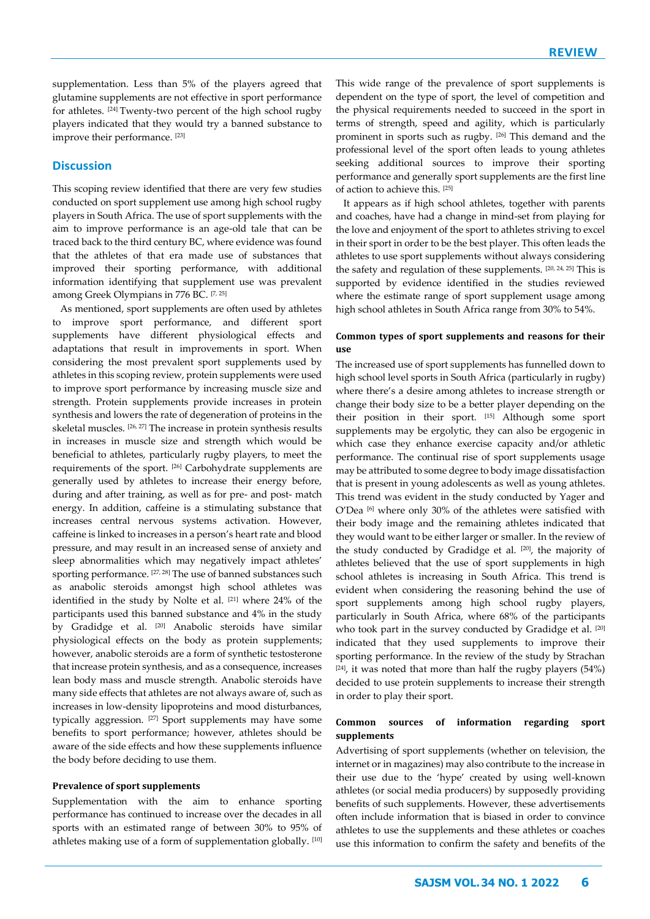supplementation. Less than 5% of the players agreed that glutamine supplements are not effective in sport performance for athletes. [24] Twenty-two percent of the high school rugby players indicated that they would try a banned substance to improve their performance. [23]

## Discussion

This scoping review identified that there are very few studies conducted on sport supplement use among high school rugby players in South Africa. The use of sport supplements with the aim to improve performance is an age-old tale that can be traced back to the third century BC, where evidence was found that the athletes of that era made use of substances that improved their sporting performance, with additional information identifying that supplement use was prevalent among Greek Olympians in 776 BC. [7, 25]

As mentioned, sport supplements are often used by athletes to improve sport performance, and different sport supplements have different physiological effects and adaptations that result in improvements in sport. When considering the most prevalent sport supplements used by athletes in this scoping review, protein supplements were used to improve sport performance by increasing muscle size and strength. Protein supplements provide increases in protein synthesis and lowers the rate of degeneration of proteins in the skeletal muscles. [26, 27] The increase in protein synthesis results in increases in muscle size and strength which would be beneficial to athletes, particularly rugby players, to meet the requirements of the sport. [26] Carbohydrate supplements are generally used by athletes to increase their energy before, during and after training, as well as for pre- and post- match energy. In addition, caffeine is a stimulating substance that increases central nervous systems activation. However, caffeine is linked to increases in a person's heart rate and blood pressure, and may result in an increased sense of anxiety and sleep abnormalities which may negatively impact athletes' sporting performance. [27, 28] The use of banned substances such as anabolic steroids amongst high school athletes was identified in the study by Nolte et al. [21] where 24% of the participants used this banned substance and 4% in the study by Gradidge et al. [20] Anabolic steroids have similar physiological effects on the body as protein supplements; however, anabolic steroids are a form of synthetic testosterone that increase protein synthesis, and as a consequence, increases lean body mass and muscle strength. Anabolic steroids have many side effects that athletes are not always aware of, such as increases in low-density lipoproteins and mood disturbances, typically aggression. [27] Sport supplements may have some benefits to sport performance; however, athletes should be aware of the side effects and how these supplements influence the body before deciding to use them.

### Prevalence of sport supplements

Supplementation with the aim to enhance sporting performance has continued to increase over the decades in all sports with an estimated range of between 30% to 95% of athletes making use of a form of supplementation globally. [10] This wide range of the prevalence of sport supplements is dependent on the type of sport, the level of competition and the physical requirements needed to succeed in the sport in terms of strength, speed and agility, which is particularly prominent in sports such as rugby. [26] This demand and the professional level of the sport often leads to young athletes seeking additional sources to improve their sporting performance and generally sport supplements are the first line of action to achieve this. [25]

It appears as if high school athletes, together with parents and coaches, have had a change in mind-set from playing for the love and enjoyment of the sport to athletes striving to excel in their sport in order to be the best player. This often leads the athletes to use sport supplements without always considering the safety and regulation of these supplements. [20, 24, 25] This is supported by evidence identified in the studies reviewed where the estimate range of sport supplement usage among high school athletes in South Africa range from 30% to 54%.

### Common types of sport supplements and reasons for their use

The increased use of sport supplements has funnelled down to high school level sports in South Africa (particularly in rugby) where there's a desire among athletes to increase strength or change their body size to be a better player depending on the their position in their sport. [15] Although some sport supplements may be ergolytic, they can also be ergogenic in which case they enhance exercise capacity and/or athletic performance. The continual rise of sport supplements usage may be attributed to some degree to body image dissatisfaction that is present in young adolescents as well as young athletes. This trend was evident in the study conducted by Yager and O'Dea [6] where only 30% of the athletes were satisfied with their body image and the remaining athletes indicated that they would want to be either larger or smaller. In the review of the study conducted by Gradidge et al. [20], the majority of athletes believed that the use of sport supplements in high school athletes is increasing in South Africa. This trend is evident when considering the reasoning behind the use of sport supplements among high school rugby players, particularly in South Africa, where 68% of the participants who took part in the survey conducted by Gradidge et al. [20] indicated that they used supplements to improve their sporting performance. In the review of the study by Strachan [24], it was noted that more than half the rugby players (54%) decided to use protein supplements to increase their strength in order to play their sport.

### Common sources of information regarding sport supplements

Advertising of sport supplements (whether on television, the internet or in magazines) may also contribute to the increase in their use due to the 'hype' created by using well-known athletes (or social media producers) by supposedly providing benefits of such supplements. However, these advertisements often include information that is biased in order to convince athletes to use the supplements and these athletes or coaches use this information to confirm the safety and benefits of the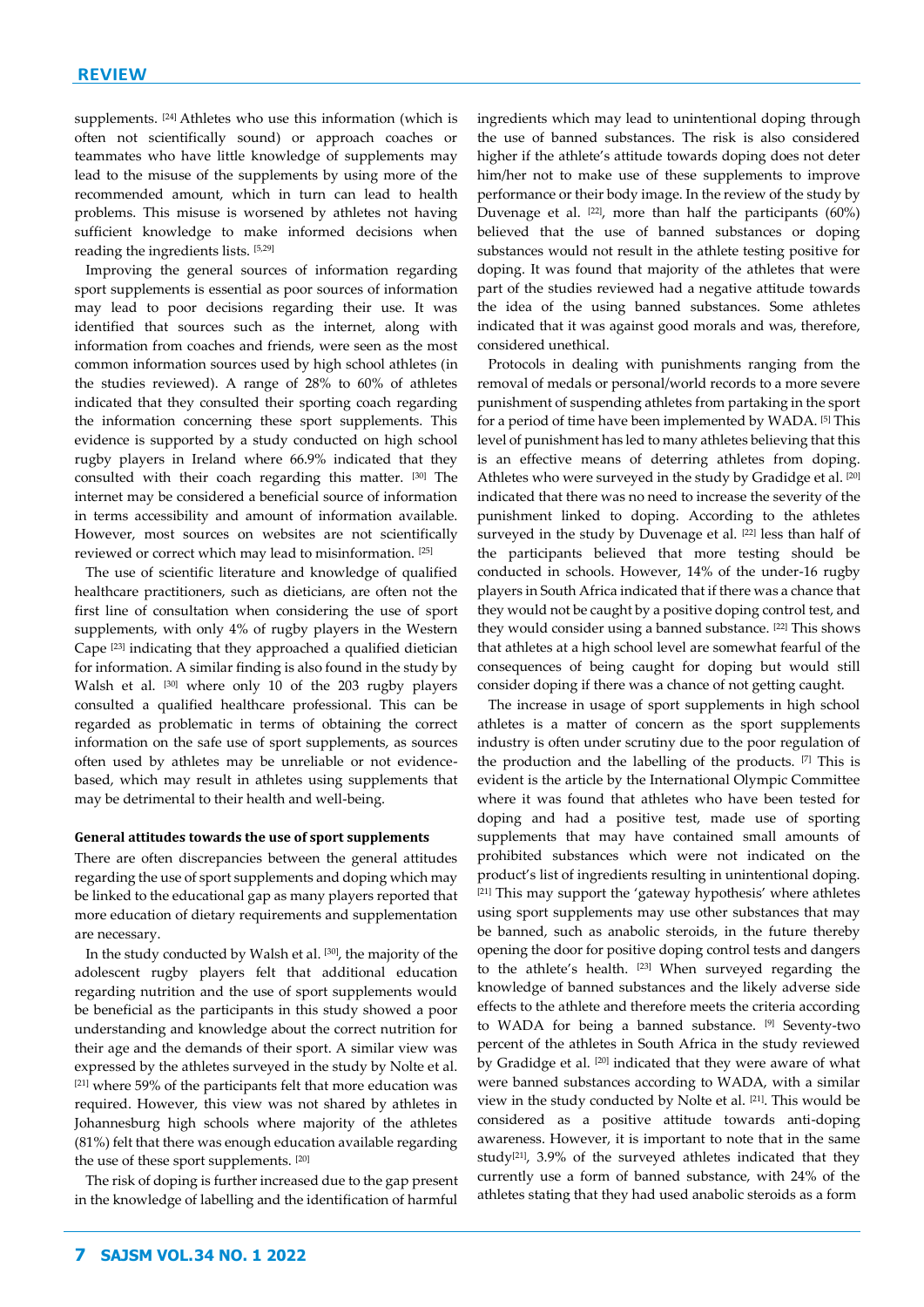supplements. [24] Athletes who use this information (which is often not scientifically sound) or approach coaches or teammates who have little knowledge of supplements may lead to the misuse of the supplements by using more of the recommended amount, which in turn can lead to health problems. This misuse is worsened by athletes not having sufficient knowledge to make informed decisions when reading the ingredients lists. [5,29]

Improving the general sources of information regarding sport supplements is essential as poor sources of information may lead to poor decisions regarding their use. It was identified that sources such as the internet, along with information from coaches and friends, were seen as the most common information sources used by high school athletes (in the studies reviewed). A range of 28% to 60% of athletes indicated that they consulted their sporting coach regarding the information concerning these sport supplements. This evidence is supported by a study conducted on high school rugby players in Ireland where 66.9% indicated that they consulted with their coach regarding this matter. [30] The internet may be considered a beneficial source of information in terms accessibility and amount of information available. However, most sources on websites are not scientifically reviewed or correct which may lead to misinformation. [25]

The use of scientific literature and knowledge of qualified healthcare practitioners, such as dieticians, are often not the first line of consultation when considering the use of sport supplements, with only 4% of rugby players in the Western Cape [23] indicating that they approached a qualified dietician for information. A similar finding is also found in the study by Walsh et al. [30] where only 10 of the 203 rugby players consulted a qualified healthcare professional. This can be regarded as problematic in terms of obtaining the correct information on the safe use of sport supplements, as sources often used by athletes may be unreliable or not evidence-based, which may result in athletes using supplements that may be detrimental to their health and well-being.

**General attitudes towards the use of sport supplements**

There are often discrepancies between the general attitudes regarding the use of sport supplements and doping which may be linked to the educational gap as many players reported that more education of dietary requirements and supplementation are necessary.

In the study conducted by Walsh et al. [30], the majority of the adolescent rugby players felt that additional education regarding nutrition and the use of sport supplements would be beneficial as the participants in this study showed a poor understanding and knowledge about the correct nutrition for their age and the demands of their sport. A similar view was expressed by the athletes surveyed in the study by Nolte et al. [21] where 59% of the participants felt that more education was required. However, this view was not shared by athletes in Johannesburg high schools where majority of the athletes (81%) felt that there was enough education available regarding the use of these sport supplements. [20]

The risk of doping is further increased due to the gap present in the knowledge of labelling and the identification of harmful ingredients which may lead to unintentional doping through the use of banned substances. The risk is also considered higher if the athlete's attitude towards doping does not deter him/her not to make use of these supplements to improve performance or their body image. In the review of the study by Duvenage et al. [22], more than half the participants (60%) believed that the use of banned substances or doping substances would not result in the athlete testing positive for doping. It was found that majority of the athletes that were part of the studies reviewed had a negative attitude towards the idea of the using banned substances. Some athletes indicated that it was against good morals and was, therefore, considered unethical.

Protocols in dealing with punishments ranging from the removal of medals or personal/world records to a more severe punishment of suspending athletes from partaking in the sport for a period of time have been implemented by WADA. [5] This level of punishment has led to many athletes believing that this is an effective means of deterring athletes from doping. Athletes who were surveyed in the study by Gradidge et al. [20] indicated that there was no need to increase the severity of the punishment linked to doping. According to the athletes surveyed in the study by Duvenage et al. [22] less than half of the participants believed that more testing should be conducted in schools. However, 14% of the under-16 rugby players in South Africa indicated that if there was a chance that they would not be caught by a positive doping control test, and they would consider using a banned substance. [22] This shows that athletes at a high school level are somewhat fearful of the consequences of being caught for doping but would still consider doping if there was a chance of not getting caught.

The increase in usage of sport supplements in high school athletes is a matter of concern as the sport supplements industry is often under scrutiny due to the poor regulation of the production and the labelling of the products. [7] This is evident is the article by the International Olympic Committee where it was found that athletes who have been tested for doping and had a positive test, made use of sporting supplements that may have contained small amounts of prohibited substances which were not indicated on the product's list of ingredients resulting in unintentional doping. [21] This may support the 'gateway hypothesis' where athletes using sport supplements may use other substances that may be banned, such as anabolic steroids, in the future thereby opening the door for positive doping control tests and dangers to the athlete's health. [23] When surveyed regarding the knowledge of banned substances and the likely adverse side effects to the athlete and therefore meets the criteria according to WADA for being a banned substance. [9] Seventy-two percent of the athletes in South Africa in the study reviewed by Gradidge et al. [20] indicated that they were aware of what were banned substances according to WADA, with a similar view in the study conducted by Nolte et al. [21]. This would be considered as a positive attitude towards anti-doping awareness. However, it is important to note that in the same study[21], 3.9% of the surveyed athletes indicated that they currently use a form of banned substance, with 24% of the athletes stating that they had used anabolic steroids as a form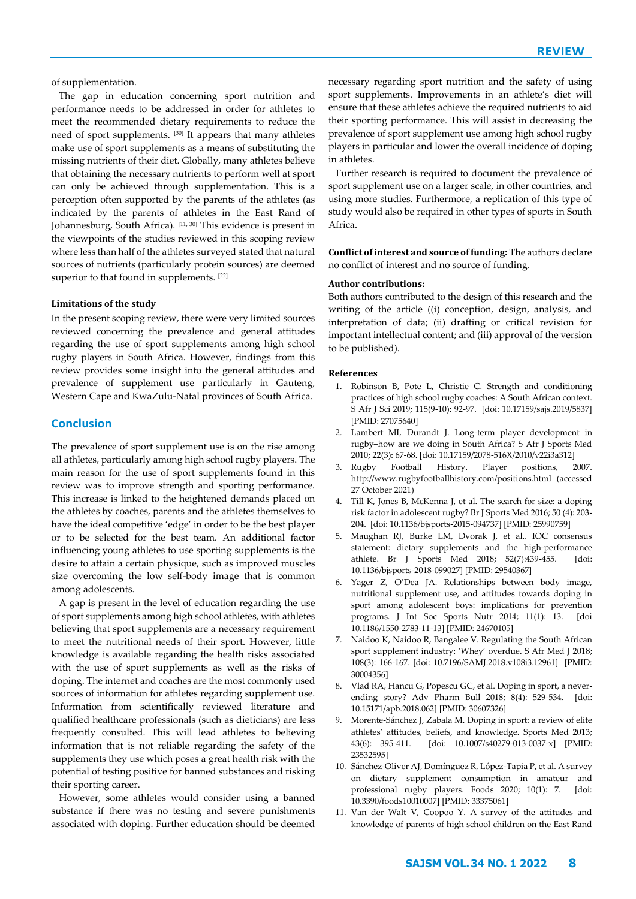of supplementation.

The gap in education concerning sport nutrition and performance needs to be addressed in order for athletes to meet the recommended dietary requirements to reduce the need of sport supplements. [30] It appears that many athletes make use of sport supplements as a means of substituting the missing nutrients of their diet. Globally, many athletes believe that obtaining the necessary nutrients to perform well at sport can only be achieved through supplementation. This is a perception often supported by the parents of the athletes (as indicated by the parents of athletes in the East Rand of Johannesburg, South Africa). [11, 30] This evidence is present in the viewpoints of the studies reviewed in this scoping review where less than half of the athletes surveyed stated that natural sources of nutrients (particularly protein sources) are deemed superior to that found in supplements. [22]

#### Limitations of the study

In the present scoping review, there were very limited sources reviewed concerning the prevalence and general attitudes regarding the use of sport supplements among high school rugby players in South Africa. However, findings from this review provides some insight into the general attitudes and prevalence of supplement use particularly in Gauteng, Western Cape and KwaZulu-Natal provinces of South Africa.

## Conclusion

The prevalence of sport supplement use is on the rise among all athletes, particularly among high school rugby players. The main reason for the use of sport supplements found in this review was to improve strength and sporting performance. This increase is linked to the heightened demands placed on the athletes by coaches, parents and the athletes themselves to have the ideal competitive 'edge' in order to be the best player or to be selected for the best team. An additional factor influencing young athletes to use sporting supplements is the desire to attain a certain physique, such as improved muscles size overcoming the low self-body image that is common among adolescents.

A gap is present in the level of education regarding the use of sport supplements among high school athletes, with athletes believing that sport supplements are a necessary requirement to meet the nutritional needs of their sport. However, little knowledge is available regarding the health risks associated with the use of sport supplements as well as the risks of doping. The internet and coaches are the most commonly used sources of information for athletes regarding supplement use. Information from scientifically reviewed literature and qualified healthcare professionals (such as dieticians) are less frequently consulted. This will lead athletes to believing information that is not reliable regarding the safety of the supplements they use which poses a great health risk with the potential of testing positive for banned substances and risking their sporting career.

However, some athletes would consider using a banned substance if there was no testing and severe punishments associated with doping. Further education should be deemed necessary regarding sport nutrition and the safety of using sport supplements. Improvements in an athlete's diet will ensure that these athletes achieve the required nutrients to aid their sporting performance. This will assist in decreasing the prevalence of sport supplement use among high school rugby players in particular and lower the overall incidence of doping in athletes.

Further research is required to document the prevalence of sport supplement use on a larger scale, in other countries, and using more studies. Furthermore, a replication of this type of study would also be required in other types of sports in South Africa.

**Conflict of interest and source of funding:** The authors declare no conflict of interest and no source of funding.

**Author contributions:**

Both authors contributed to the design of this research and the writing of the article ((i) conception, design, analysis, and interpretation of data; (ii) drafting or critical revision for important intellectual content; and (iii) approval of the version to be published).

#### References

1. Robinson B, Pote L, Christie C. Strength and conditioning practices of high school rugby coaches: A South African context. S Afr J Sci 2019; 115(9-10): 92-97. [doi: 10.17159/sajs.2019/5837] [PMID: 27075640]
2. Lambert MI, Durandt J. Long-term player development in rugby–how are we doing in South Africa? S Afr J Sports Med 2010; 22(3): 67-68. [doi: 10.17159/2078-516X/2010/v22i3a312]
3. Rugby Football History. Player positions, 2007. http://www.rugbyfootballhistory.com/positions.html (accessed 27 October 2021)
4. Till K, Jones B, McKenna J, et al. The search for size: a doping risk factor in adolescent rugby? Br J Sports Med 2016; 50 (4): 203-204. [doi: 10.1136/bjsports-2015-094737] [PMID: 25990759]
5. Maughan RJ, Burke LM, Dvorak J, et al.. IOC consensus statement: dietary supplements and the high-performance athlete. Br J Sports Med 2018; 52(7):439-455. [doi: 10.1136/bjsports-2018-099027] [PMID: 29540367]
6. Yager Z, O'Dea JA. Relationships between body image, nutritional supplement use, and attitudes towards doping in sport among adolescent boys: implications for prevention programs. J Int Soc Sports Nutr 2014; 11(1): 13. [doi 10.1186/1550-2783-11-13] [PMID: 24670105]
7. Naidoo K, Naidoo R, Bangalee V. Regulating the South African sport supplement industry: 'Whey' overdue. S Afr Med J 2018; 108(3): 166-167. [doi: 10.7196/SAMJ.2018.v108i3.12961] [PMID: 30004356]
8. Vlad RA, Hancu G, Popescu GC, et al. Doping in sport, a never-ending story? Adv Pharm Bull 2018; 8(4): 529-534. [doi: 10.15171/apb.2018.062] [PMID: 30607326]
9. Morente-Sánchez J, Zabala M. Doping in sport: a review of elite athletes' attitudes, beliefs, and knowledge. Sports Med 2013; 43(6): 395-411. [doi: 10.1007/s40279-013-0037-x] [PMID: 23532595]
10. Sánchez-Oliver AJ, Domínguez R, López-Tapia P, et al. A survey on dietary supplement consumption in amateur and professional rugby players. Foods 2020; 10(1): 7. [doi: 10.3390/foods10010007] [PMID: 33375061]
11. Van der Walt V, Coopoo Y. A survey of the attitudes and knowledge of parents of high school children on the East Rand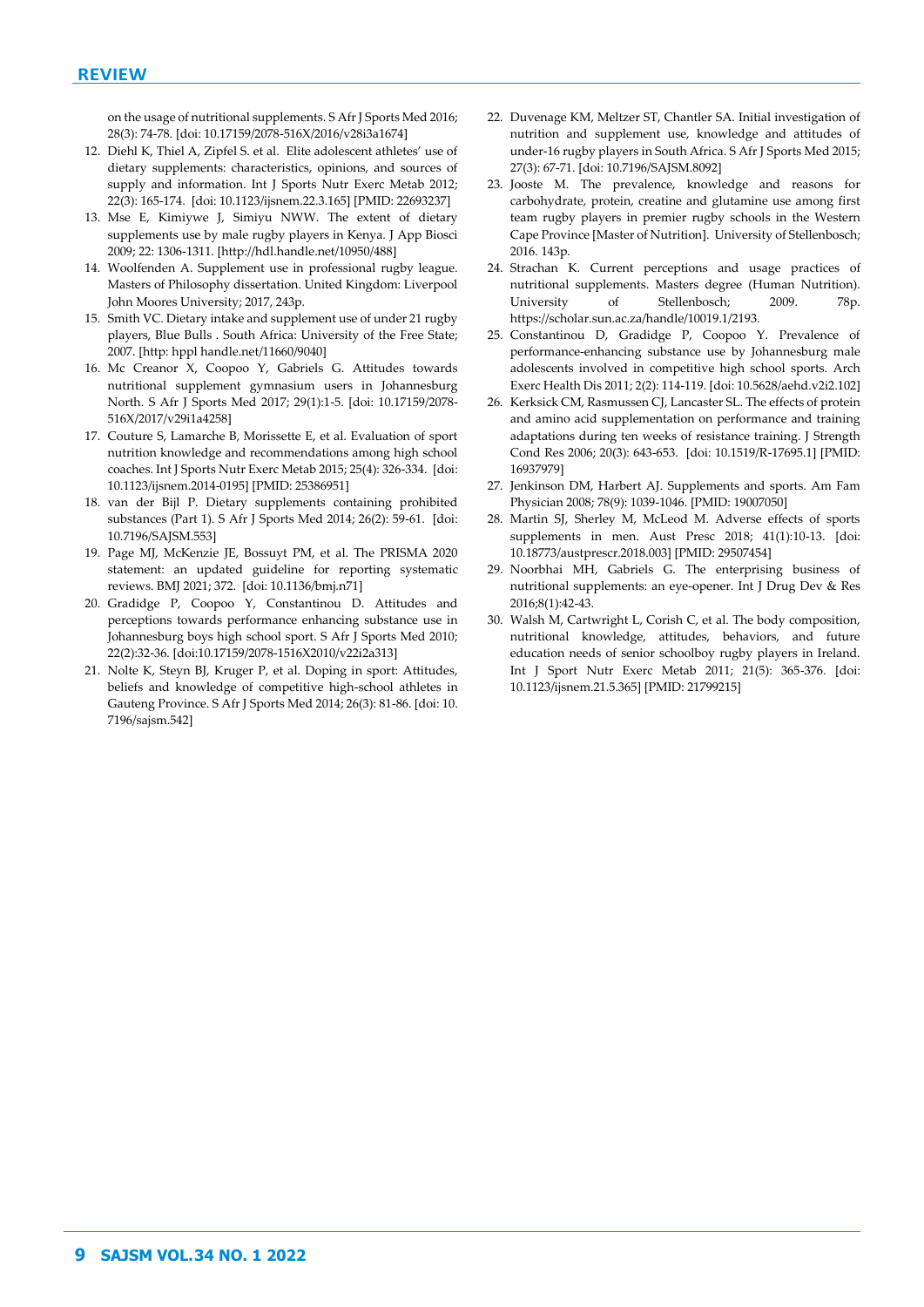on the usage of nutritional supplements. S Afr J Sports Med 2016; 28(3): 74-78. [doi: 10.17159/2078-516X/2016/v28i3a1674]

12. Diehl K, Thiel A, Zipfel S. et al. Elite adolescent athletes' use of dietary supplements: characteristics, opinions, and sources of supply and information. Int J Sports Nutr Exerc Metab 2012; 22(3): 165-174. [doi: 10.1123/ijsnem.22.3.165] [PMID: 22693237]
13. Mse E, Kimiywe J, Simiyu NWW. The extent of dietary supplements use by male rugby players in Kenya. J App Biosci 2009; 22: 1306-1311. [http://hdl.handle.net/10950/488]
14. Woolfenden A. Supplement use in professional rugby league. Masters of Philosophy dissertation. United Kingdom: Liverpool John Moores University; 2017, 243p.
15. Smith VC. Dietary intake and supplement use of under 21 rugby players, Blue Bulls . South Africa: University of the Free State; 2007. [http: hppl handle.net/11660/9040]
16. Mc Creanor X, Coopoo Y, Gabriels G. Attitudes towards nutritional supplement gymnasium users in Johannesburg North. S Afr J Sports Med 2017; 29(1):1-5. [doi: 10.17159/2078-516X/2017/v29i1a4258]
17. Couture S, Lamarche B, Morissette E, et al. Evaluation of sport nutrition knowledge and recommendations among high school coaches. Int J Sports Nutr Exerc Metab 2015; 25(4): 326-334. [doi: 10.1123/ijsnem.2014-0195] [PMID: 25386951]
18. van der Bijl P. Dietary supplements containing prohibited substances (Part 1). S Afr J Sports Med 2014; 26(2): 59-61. [doi: 10.7196/SAJSM.553]
19. Page MJ, McKenzie JE, Bossuyt PM, et al. The PRISMA 2020 statement: an updated guideline for reporting systematic reviews. BMJ 2021; 372. [doi: 10.1136/bmj.n71]
20. Gradidge P, Coopoo Y, Constantinou D. Attitudes and perceptions towards performance enhancing substance use in Johannesburg boys high school sport. S Afr J Sports Med 2010; 22(2):32-36. [doi:10.17159/2078-1516X2010/v22i2a313]
21. Nolte K, Steyn BJ, Kruger P, et al. Doping in sport: Attitudes, beliefs and knowledge of competitive high-school athletes in Gauteng Province. S Afr J Sports Med 2014; 26(3): 81-86. [doi: 10. 7196/sajsm.542]
22. Duvenage KM, Meltzer ST, Chantler SA. Initial investigation of nutrition and supplement use, knowledge and attitudes of under-16 rugby players in South Africa. S Afr J Sports Med 2015; 27(3): 67-71. [doi: 10.7196/SAJSM.8092]
23. Jooste M. The prevalence, knowledge and reasons for carbohydrate, protein, creatine and glutamine use among first team rugby players in premier rugby schools in the Western Cape Province [Master of Nutrition]. University of Stellenbosch; 2016. 143p.
24. Strachan K. Current perceptions and usage practices of nutritional supplements. Masters degree (Human Nutrition). University of Stellenbosch; 2009. 78p. https://scholar.sun.ac.za/handle/10019.1/2193.
25. Constantinou D, Gradidge P, Coopoo Y. Prevalence of performance-enhancing substance use by Johannesburg male adolescents involved in competitive high school sports. Arch Exerc Health Dis 2011; 2(2): 114-119. [doi: 10.5628/aehd.v2i2.102]
26. Kerksick CM, Rasmussen CJ, Lancaster SL. The effects of protein and amino acid supplementation on performance and training adaptations during ten weeks of resistance training. J Strength Cond Res 2006; 20(3): 643-653. [doi: 10.1519/R-17695.1] [PMID: 16937979]
27. Jenkinson DM, Harbert AJ. Supplements and sports. Am Fam Physician 2008; 78(9): 1039-1046. [PMID: 19007050]
28. Martin SJ, Sherley M, McLeod M. Adverse effects of sports supplements in men. Aust Presc 2018; 41(1):10-13. [doi: 10.18773/austprescr.2018.003] [PMID: 29507454]
29. Noorbhai MH, Gabriels G. The enterprising business of nutritional supplements: an eye-opener. Int J Drug Dev & Res 2016;8(1):42-43.
30. Walsh M, Cartwright L, Corish C, et al. The body composition, nutritional knowledge, attitudes, behaviors, and future education needs of senior schoolboy rugby players in Ireland. Int J Sport Nutr Exerc Metab 2011; 21(5): 365-376. [doi: 10.1123/ijsnem.21.5.365] [PMID: 21799215]